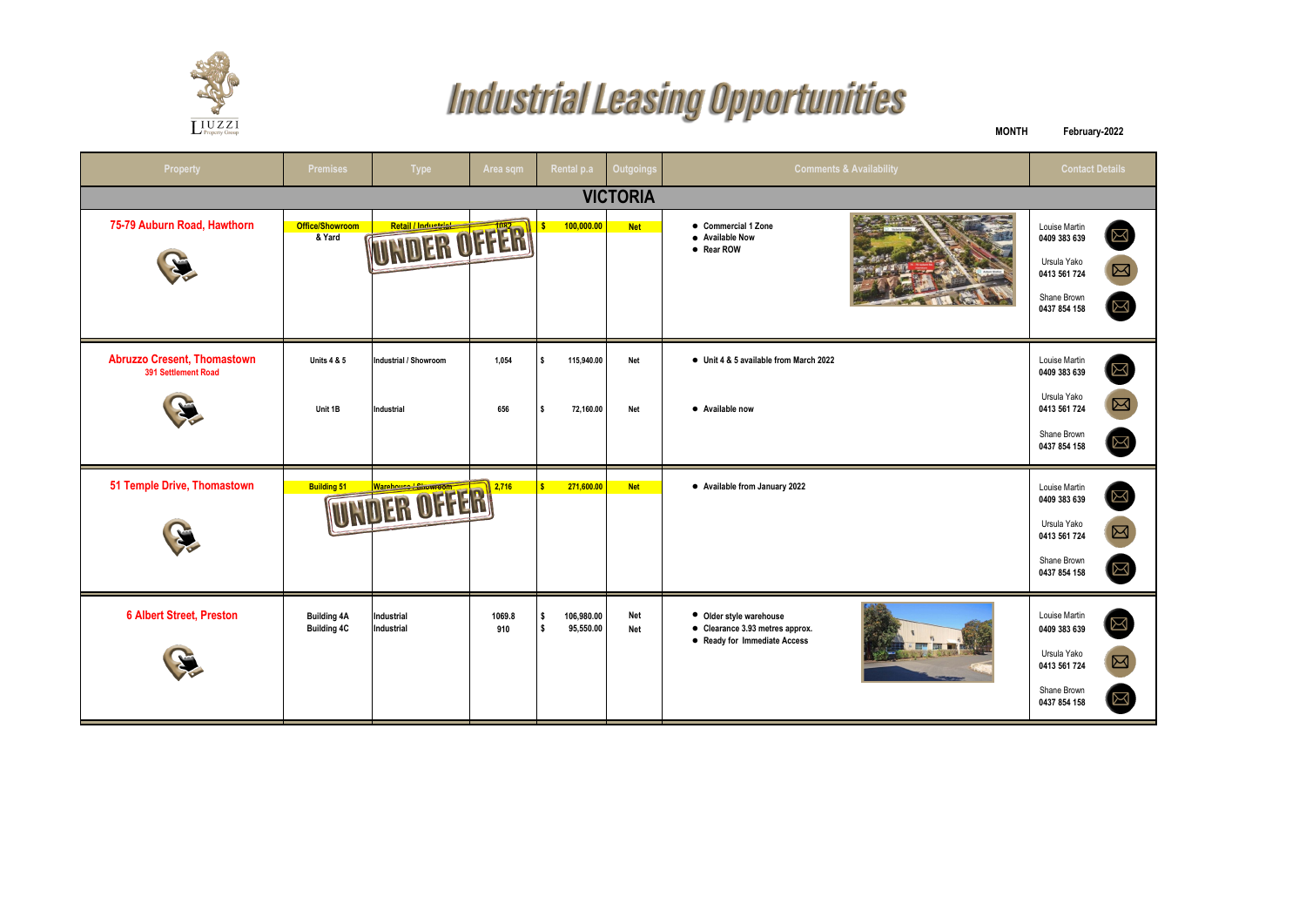# Industrial Leasing Opportunities

**MONTH** February-2022

| Property | Premises | Type | Area sqm | Rental p.a | Outgoings | Comments & Availability | Contact Details |
|---|---|---|---|---|---|---|---|
| **VICTORIA** | | | | | | | |
| **75-79 Auburn Road, Hawthorn** | Office/Showroom & Yard | Retail / Industrial UNDER OFFER | 1082 | $ 100,000.00 | Net | • Commercial 1 Zone<br>• Available Now<br>• Rear ROW | Louise Martin 0409 383 639<br>Ursula Yako 0413 561 724<br>Shane Brown 0437 854 158 |
| **Abruzzo Cresent, Thomastown**<br>391 Settlement Road | Units 4 & 5 | Industrial / Showroom | 1,054 | $ 115,940.00 | Net | • Unit 4 & 5 available from March 2022 | Louise Martin 0409 383 639<br>Ursula Yako 0413 561 724<br>Shane Brown 0437 854 158 |
| | Unit 1B | Industrial | 656 | $ 72,160.00 | Net | • Available now | |
| **51 Temple Drive, Thomastown** | Building 51 | Warehouse / Showroom UNDER OFFER | 2,716 | $ 271,600.00 | Net | • Available from January 2022 | Louise Martin 0409 383 639<br>Ursula Yako 0413 561 724<br>Shane Brown 0437 854 158 |
| **6 Albert Street, Preston** | Building 4A<br>Building 4C | Industrial<br>Industrial | 1069.8<br>910 | $ 106,980.00<br>$ 95,550.00 | Net<br>Net | • Older style warehouse<br>• Clearance 3.93 metres approx.<br>• Ready for Immediate Access | Louise Martin 0409 383 639<br>Ursula Yako 0413 561 724<br>Shane Brown 0437 854 158 |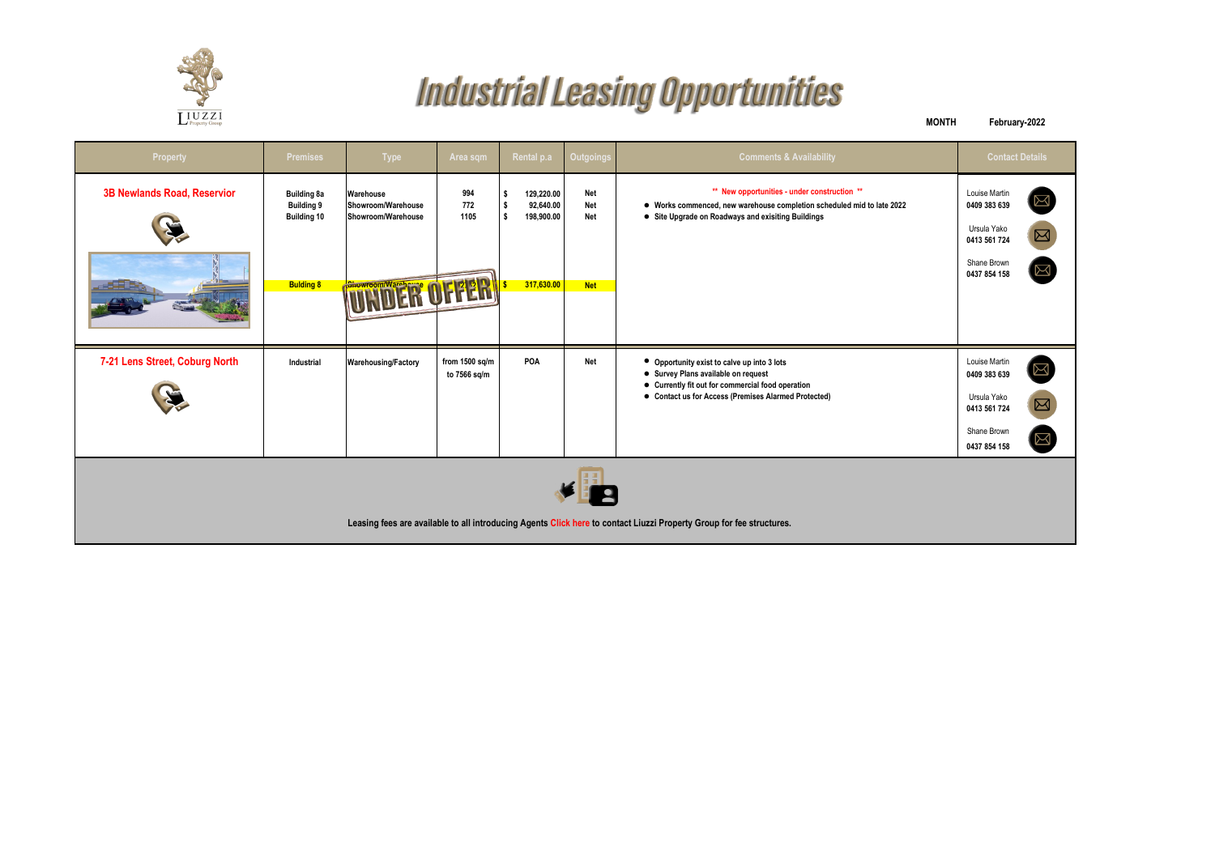# Industrial Leasing Opportunities

**MONTH** **February-2022**

| Property | Premises | Type | Area sqm | Rental p.a | Outgoings | Comments & Availability | Contact Details |
|---|---|---|---|---|---|---|---|
| **3B Newlands Road, Reservior** | Building 8a<br>Building 9<br>Building 10<br><br>Bulding 8 | Warehouse<br>Showroom/Warehouse<br>Showroom/Warehouse<br><br>Showroom/Warehouse | 994<br>772<br>1105 | $ 129,220.00<br>$ 92,640.00<br>$ 198,900.00<br><br>$ 317,630.00 | Net<br>Net<br>Net<br><br>Net | ** New opportunities - under construction **<br>• Works commenced, new warehouse completion scheduled mid to late 2022<br>• Site Upgrade on Roadways and exisiting Buildings | Louise Martin 0409 383 639<br>Ursula Yako 0413 561 724<br>Shane Brown 0437 854 158 |
| **7-21 Lens Street, Coburg North** | Industrial | Warehousing/Factory | from 1500 sq/m to 7566 sq/m | POA | Net | • Opportunity exist to calve up into 3 lots<br>• Survey Plans available on request<br>• Currently fit out for commercial food operation<br>• Contact us for Access (Premises Alarmed Protected) | Louise Martin 0409 383 639<br>Ursula Yako 0413 561 724<br>Shane Brown 0437 854 158 |

UNDER OFFER

Leasing fees are available to all introducing Agents Click here to contact Liuzzi Property Group for fee structures.